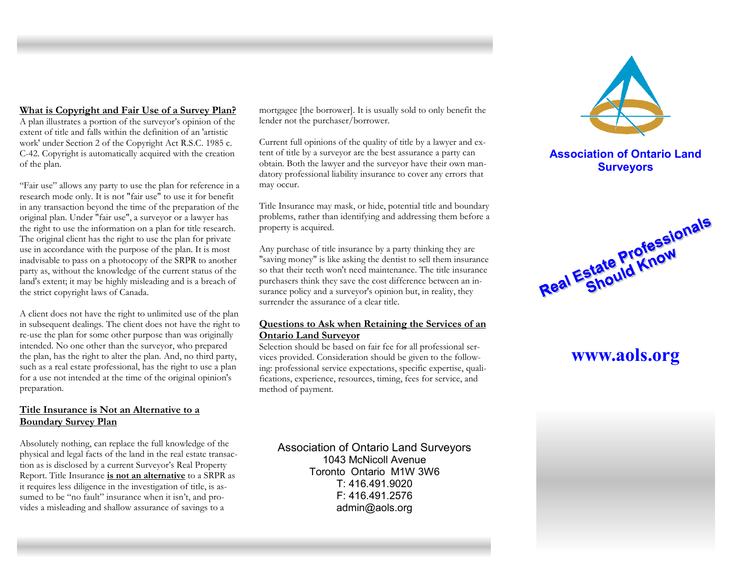## What is Copyright and Fair Use of a Survey Plan?

A plan illustrates a portion of the surveyor's opinion of the extent of title and falls within the definition of an 'artistic work' under Section 2 of the Copyright Act R.S.C. 1985 c. C-42. Copyright is automatically acquired with the creation of the plan.

"Fair use" allows any party to use the plan for reference in a research mode only. It is not "fair use" to use it for benefit in any transaction beyond the time of the preparation of the original plan. Under "fair use", a surveyor or a lawyer has the right to use the information on a plan for title research. The original client has the right to use the plan for private use in accordance with the purpose of the plan. It is most inadvisable to pass on a photocopy of the SRPR to another party as, without the knowledge of the current status of the land's extent; it may be highly misleading and is a breach of the strict copyright laws of Canada.

A client does not have the right to unlimited use of the plan in subsequent dealings. The client does not have the right to re-use the plan for some other purpose than was originally intended. No one other than the surveyor, who prepared the plan, has the right to alter the plan. And, no third party, such as a real estate professional, has the right to use a plan for a use not intended at the time of the original opinion's preparation.

## Title Insurance is Not an Alternative to a Boundary Survey Plan

Absolutely nothing, can replace the full knowledge of the physical and legal facts of the land in the real estate transaction as is disclosed by a current Surveyor's Real Property Report. Title Insurance **is not an alternative** to a SRPR as it requires less diligence in the investigation of title, is assumed to be "no fault" insurance when it isn't, and provides a misleading and shallow assurance of savings to a mortgagee [the borrower]. It is usually sold to only benefit the lender not the purchaser/borrower.

Current full opinions of the quality of title by a lawyer and extent of title by a surveyor are the best assurance a party can obtain. Both the lawyer and the surveyor have their own mandatory professional liability insurance to cover any errors that may occur.

Title Insurance may mask, or hide, potential title and boundary problems, rather than identifying and addressing them before a property is acquired.

Any purchase of title insurance by a party thinking they are "saving money" is like asking the dentist to sell them insurance so that their teeth won't need maintenance. The title insurance purchasers think they save the cost difference between an insurance policy and a surveyor's opinion but, in reality, they surrender the assurance of a clear title.

## Questions to Ask when Retaining the Services of an Ontario Land Surveyor

Selection should be based on fair fee for all professional services provided. Consideration should be given to the following: professional service expectations, specific expertise, qualifications, experience, resources, timing, fees for service, and method of payment.

Association of Ontario Land Surveyors
1043 McNicoll Avenue
Toronto Ontario M1W 3W6
T: 416.491.9020
F: 416.491.2576
admin@aols.org

**Association of Ontario Land Surveyors**

# Real Estate Professionals Should Know

**www.aols.org**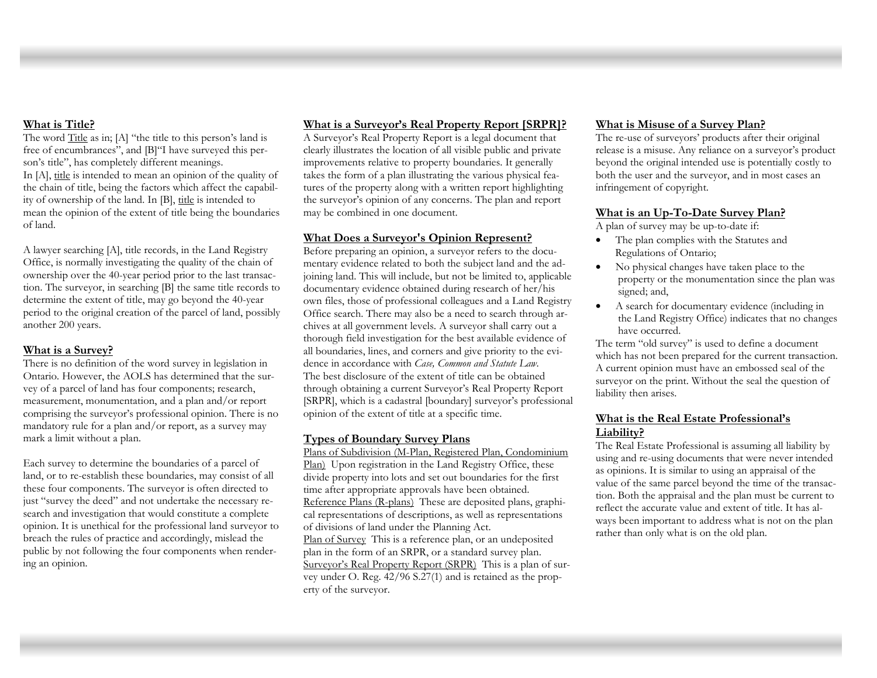## What is Title?

The word Title as in; [A] "the title to this person's land is free of encumbrances", and [B]"I have surveyed this person's title", has completely different meanings.
In [A], title is intended to mean an opinion of the quality of the chain of title, being the factors which affect the capability of ownership of the land. In [B], title is intended to mean the opinion of the extent of title being the boundaries of land.

A lawyer searching [A], title records, in the Land Registry Office, is normally investigating the quality of the chain of ownership over the 40-year period prior to the last transaction. The surveyor, in searching [B] the same title records to determine the extent of title, may go beyond the 40-year period to the original creation of the parcel of land, possibly another 200 years.

## What is a Survey?

There is no definition of the word survey in legislation in Ontario. However, the AOLS has determined that the survey of a parcel of land has four components; research, measurement, monumentation, and a plan and/or report comprising the surveyor's professional opinion. There is no mandatory rule for a plan and/or report, as a survey may mark a limit without a plan.

Each survey to determine the boundaries of a parcel of land, or to re-establish these boundaries, may consist of all these four components. The surveyor is often directed to just "survey the deed" and not undertake the necessary research and investigation that would constitute a complete opinion. It is unethical for the professional land surveyor to breach the rules of practice and accordingly, mislead the public by not following the four components when rendering an opinion.

## What is a Surveyor's Real Property Report [SRPR]?

A Surveyor's Real Property Report is a legal document that clearly illustrates the location of all visible public and private improvements relative to property boundaries. It generally takes the form of a plan illustrating the various physical features of the property along with a written report highlighting the surveyor's opinion of any concerns. The plan and report may be combined in one document.

## What Does a Surveyor's Opinion Represent?

Before preparing an opinion, a surveyor refers to the documentary evidence related to both the subject land and the adjoining land. This will include, but not be limited to, applicable documentary evidence obtained during research of her/his own files, those of professional colleagues and a Land Registry Office search. There may also be a need to search through archives at all government levels. A surveyor shall carry out a thorough field investigation for the best available evidence of all boundaries, lines, and corners and give priority to the evidence in accordance with *Case, Common and Statute Law*.
The best disclosure of the extent of title can be obtained through obtaining a current Surveyor's Real Property Report [SRPR], which is a cadastral [boundary] surveyor's professional opinion of the extent of title at a specific time.

## Types of Boundary Survey Plans

Plans of Subdivision (M-Plan, Registered Plan, Condominium Plan) Upon registration in the Land Registry Office, these divide property into lots and set out boundaries for the first time after appropriate approvals have been obtained.
Reference Plans (R-plans) These are deposited plans, graphical representations of descriptions, as well as representations of divisions of land under the Planning Act.
Plan of Survey This is a reference plan, or an undeposited plan in the form of an SRPR, or a standard survey plan.
Surveyor's Real Property Report (SRPR) This is a plan of survey under O. Reg. 42/96 S.27(1) and is retained as the property of the surveyor.

## What is Misuse of a Survey Plan?

The re-use of surveyors' products after their original release is a misuse. Any reliance on a surveyor's product beyond the original intended use is potentially costly to both the user and the surveyor, and in most cases an infringement of copyright.

## What is an Up-To-Date Survey Plan?

A plan of survey may be up-to-date if:

- The plan complies with the Statutes and Regulations of Ontario;
- No physical changes have taken place to the property or the monumentation since the plan was signed; and,
- A search for documentary evidence (including in the Land Registry Office) indicates that no changes have occurred.

The term "old survey" is used to define a document which has not been prepared for the current transaction. A current opinion must have an embossed seal of the surveyor on the print. Without the seal the question of liability then arises.

## What is the Real Estate Professional's Liability?

The Real Estate Professional is assuming all liability by using and re-using documents that were never intended as opinions. It is similar to using an appraisal of the value of the same parcel beyond the time of the transaction. Both the appraisal and the plan must be current to reflect the accurate value and extent of title. It has always been important to address what is not on the plan rather than only what is on the old plan.